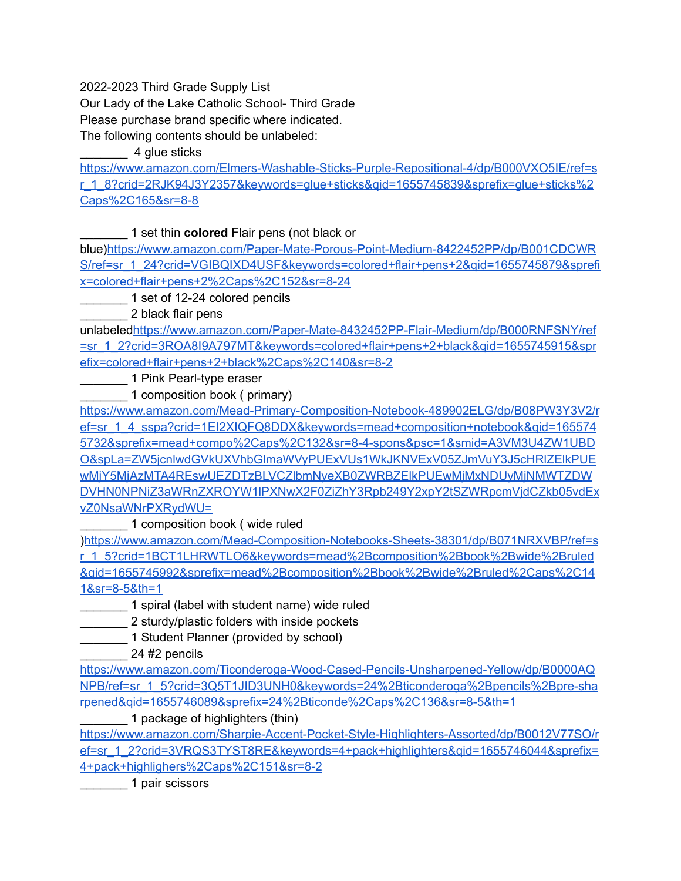2022-2023 Third Grade Supply List

Our Lady of the Lake Catholic School- Third Grade

Please purchase brand specific where indicated.

The following contents should be unlabeled:

_______ 4 glue sticks
https://www.amazon.com/Elmers-Washable-Sticks-Purple-Repositional-4/dp/B000VXO5IE/ref=sr_1_8?crid=2RJK94J3Y2357&keywords=glue+sticks&qid=1655745839&sprefix=glue+sticks%2Caps%2C165&sr=8-8

_______ 1 set thin **colored** Flair pens (not black or blue)https://www.amazon.com/Paper-Mate-Porous-Point-Medium-8422452PP/dp/B001CDCWRS/ref=sr_1_24?crid=VGIBQIXD4USF&keywords=colored+flair+pens+2&qid=1655745879&sprefix=colored+flair+pens+2%2Caps%2C152&sr=8-24

_______ 1 set of 12-24 colored pencils

_______ 2 black flair pens unlabeledhttps://www.amazon.com/Paper-Mate-8432452PP-Flair-Medium/dp/B000RNFSNY/ref=sr_1_2?crid=3ROA8I9A797MT&keywords=colored+flair+pens+2+black&qid=1655745915&sprefix=colored+flair+pens+2+black%2Caps%2C140&sr=8-2

_______ 1 Pink Pearl-type eraser

_______ 1 composition book ( primary)
https://www.amazon.com/Mead-Primary-Composition-Notebook-489902ELG/dp/B08PW3Y3V2/ref=sr_1_4_sspa?crid=1EI2XIQFQ8DDX&keywords=mead+composition+notebook&qid=1655745732&sprefix=mead+compo%2Caps%2C132&sr=8-4-spons&psc=1&smid=A3VM3U4ZW1UBDO&spLa=ZW5jcnlwdGVkUXVhbGlmaWVyPUExVUs1WkJKNVExV05ZJmVuY3J5cHRlZElkPUEwMjY5MjAzMTA4REswUEZDTzBLVCZlbmNyeXB0ZWRBZElkPUEwMjMxNDUyMjNMWTZDWDVHN0NPNiZ3aWRnZXROYW1lPXNwX2F0ZiZhY3Rpb249Y2xpY2tSZWRpcmVjdCZkb05vdExvZ0NsaWNrPXRydWU=

_______ 1 composition book ( wide ruled )https://www.amazon.com/Mead-Composition-Notebooks-Sheets-38301/dp/B071NRXVBP/ref=sr_1_5?crid=1BCT1LHRWTLO6&keywords=mead%2Bcomposition%2Bbook%2Bwide%2Bruled&qid=1655745992&sprefix=mead%2Bcomposition%2Bbook%2Bwide%2Bruled%2Caps%2C141&sr=8-5&th=1

_______ 1 spiral (label with student name) wide ruled

_______ 2 sturdy/plastic folders with inside pockets

_______ 1 Student Planner (provided by school)

_______ 24 #2 pencils
https://www.amazon.com/Ticonderoga-Wood-Cased-Pencils-Unsharpened-Yellow/dp/B0000AQNPB/ref=sr_1_5?crid=3Q5T1JID3UNH0&keywords=24%2Bticonderoga%2Bpencils%2Bpre-sharpened&qid=1655746089&sprefix=24%2Bticonde%2Caps%2C136&sr=8-5&th=1

_______ 1 package of highlighters (thin)
https://www.amazon.com/Sharpie-Accent-Pocket-Style-Highlighters-Assorted/dp/B0012V77SO/ref=sr_1_2?crid=3VRQS3TYST8RE&keywords=4+pack+highlighters&qid=1655746044&sprefix=4+pack+highlighers%2Caps%2C151&sr=8-2

_______ 1 pair scissors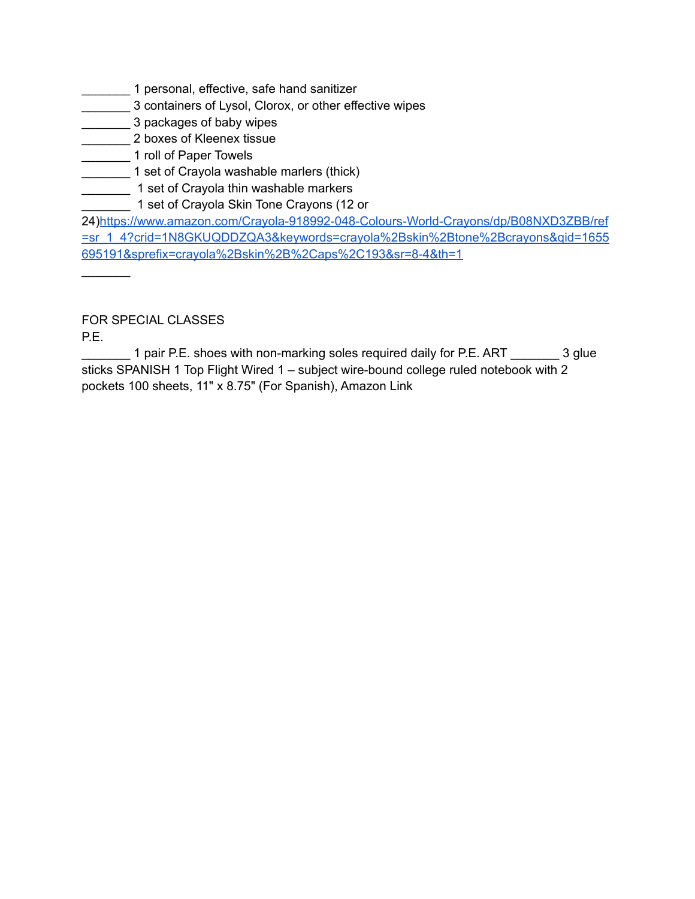_______ 1 personal, effective, safe hand sanitizer
_______ 3 containers of Lysol, Clorox, or other effective wipes
_______ 3 packages of baby wipes
_______ 2 boxes of Kleenex tissue
_______ 1 roll of Paper Towels
_______ 1 set of Crayola washable marlers (thick)
_______ 1 set of Crayola thin washable markers
_______ 1 set of Crayola Skin Tone Crayons (12 or 24)https://www.amazon.com/Crayola-918992-048-Colours-World-Crayons/dp/B08NXD3ZBB/ref=sr_1_4?crid=1N8GKUQDDZQA3&keywords=crayola%2Bskin%2Btone%2Bcrayons&qid=1655695191&sprefix=crayola%2Bskin%2B%2Caps%2C193&sr=8-4&th=1
_______

FOR SPECIAL CLASSES
P.E.
_______ 1 pair P.E. shoes with non-marking soles required daily for P.E. ART _______ 3 glue sticks SPANISH 1 Top Flight Wired 1 – subject wire-bound college ruled notebook with 2 pockets 100 sheets, 11" x 8.75" (For Spanish), Amazon Link